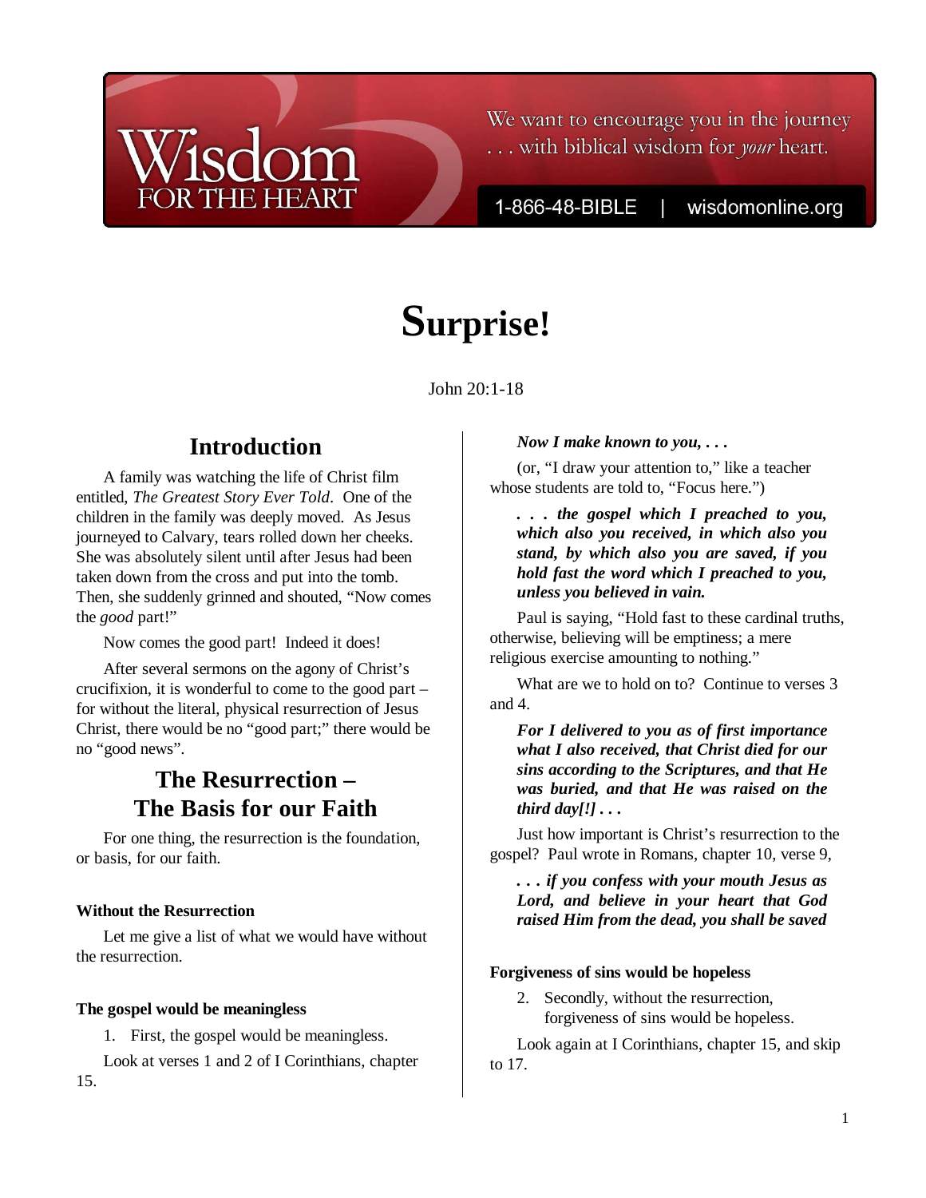Wisdom FOR THE HEART

We want to encourage you in the journey . . . with biblical wisdom for *your* heart.

1-866-48-BIBLE | wisdomonline.org

# Surprise!

John 20:1-18

## Introduction

A family was watching the life of Christ film entitled, *The Greatest Story Ever Told*. One of the children in the family was deeply moved. As Jesus journeyed to Calvary, tears rolled down her cheeks. She was absolutely silent until after Jesus had been taken down from the cross and put into the tomb. Then, she suddenly grinned and shouted, "Now comes the *good* part!"

Now comes the good part! Indeed it does!

After several sermons on the agony of Christ's crucifixion, it is wonderful to come to the good part – for without the literal, physical resurrection of Jesus Christ, there would be no "good part;" there would be no "good news".

## The Resurrection – The Basis for our Faith

For one thing, the resurrection is the foundation, or basis, for our faith.

#### Without the Resurrection

Let me give a list of what we would have without the resurrection.

#### The gospel would be meaningless

1. First, the gospel would be meaningless.

Look at verses 1 and 2 of I Corinthians, chapter 15.

> ***Now I make known to you, . . .***

(or, "I draw your attention to," like a teacher whose students are told to, "Focus here.")

> ***. . . the gospel which I preached to you, which also you received, in which also you stand, by which also you are saved, if you hold fast the word which I preached to you, unless you believed in vain.***

Paul is saying, "Hold fast to these cardinal truths, otherwise, believing will be emptiness; a mere religious exercise amounting to nothing."

What are we to hold on to? Continue to verses 3 and 4.

> ***For I delivered to you as of first importance what I also received, that Christ died for our sins according to the Scriptures, and that He was buried, and that He was raised on the third day[!] . . .***

Just how important is Christ's resurrection to the gospel? Paul wrote in Romans, chapter 10, verse 9,

> ***. . . if you confess with your mouth Jesus as Lord, and believe in your heart that God raised Him from the dead, you shall be saved***

#### Forgiveness of sins would be hopeless

2. Secondly, without the resurrection, forgiveness of sins would be hopeless.

Look again at I Corinthians, chapter 15, and skip to 17.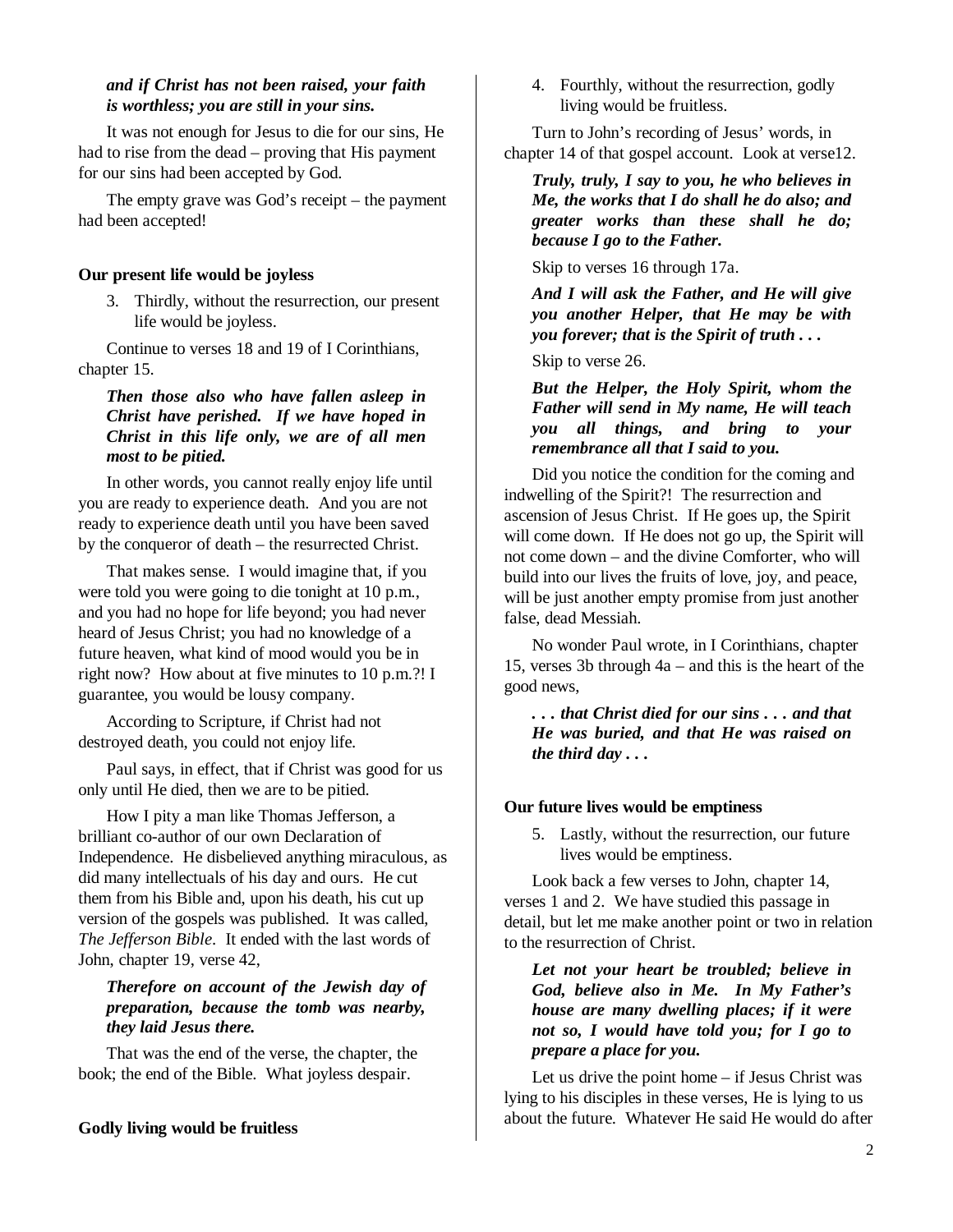***and if Christ has not been raised, your faith is worthless; you are still in your sins.***

It was not enough for Jesus to die for our sins, He had to rise from the dead – proving that His payment for our sins had been accepted by God.

The empty grave was God's receipt – the payment had been accepted!

**Our present life would be joyless**

3. Thirdly, without the resurrection, our present life would be joyless.

Continue to verses 18 and 19 of I Corinthians, chapter 15.

***Then those also who have fallen asleep in Christ have perished. If we have hoped in Christ in this life only, we are of all men most to be pitied.***

In other words, you cannot really enjoy life until you are ready to experience death. And you are not ready to experience death until you have been saved by the conqueror of death – the resurrected Christ.

That makes sense. I would imagine that, if you were told you were going to die tonight at 10 p.m., and you had no hope for life beyond; you had never heard of Jesus Christ; you had no knowledge of a future heaven, what kind of mood would you be in right now? How about at five minutes to 10 p.m.?! I guarantee, you would be lousy company.

According to Scripture, if Christ had not destroyed death, you could not enjoy life.

Paul says, in effect, that if Christ was good for us only until He died, then we are to be pitied.

How I pity a man like Thomas Jefferson, a brilliant co-author of our own Declaration of Independence. He disbelieved anything miraculous, as did many intellectuals of his day and ours. He cut them from his Bible and, upon his death, his cut up version of the gospels was published. It was called, *The Jefferson Bible*. It ended with the last words of John, chapter 19, verse 42,

***Therefore on account of the Jewish day of preparation, because the tomb was nearby, they laid Jesus there.***

That was the end of the verse, the chapter, the book; the end of the Bible. What joyless despair.

**Godly living would be fruitless**

4. Fourthly, without the resurrection, godly living would be fruitless.

Turn to John's recording of Jesus' words, in chapter 14 of that gospel account. Look at verse12.

***Truly, truly, I say to you, he who believes in Me, the works that I do shall he do also; and greater works than these shall he do; because I go to the Father.***

Skip to verses 16 through 17a.

***And I will ask the Father, and He will give you another Helper, that He may be with you forever; that is the Spirit of truth . . .***

Skip to verse 26.

***But the Helper, the Holy Spirit, whom the Father will send in My name, He will teach you all things, and bring to your remembrance all that I said to you.***

Did you notice the condition for the coming and indwelling of the Spirit?! The resurrection and ascension of Jesus Christ. If He goes up, the Spirit will come down. If He does not go up, the Spirit will not come down – and the divine Comforter, who will build into our lives the fruits of love, joy, and peace, will be just another empty promise from just another false, dead Messiah.

No wonder Paul wrote, in I Corinthians, chapter 15, verses 3b through 4a – and this is the heart of the good news,

***. . . that Christ died for our sins . . . and that He was buried, and that He was raised on the third day . . .***

**Our future lives would be emptiness**

5. Lastly, without the resurrection, our future lives would be emptiness.

Look back a few verses to John, chapter 14, verses 1 and 2. We have studied this passage in detail, but let me make another point or two in relation to the resurrection of Christ.

***Let not your heart be troubled; believe in God, believe also in Me. In My Father's house are many dwelling places; if it were not so, I would have told you; for I go to prepare a place for you.***

Let us drive the point home – if Jesus Christ was lying to his disciples in these verses, He is lying to us about the future. Whatever He said He would do after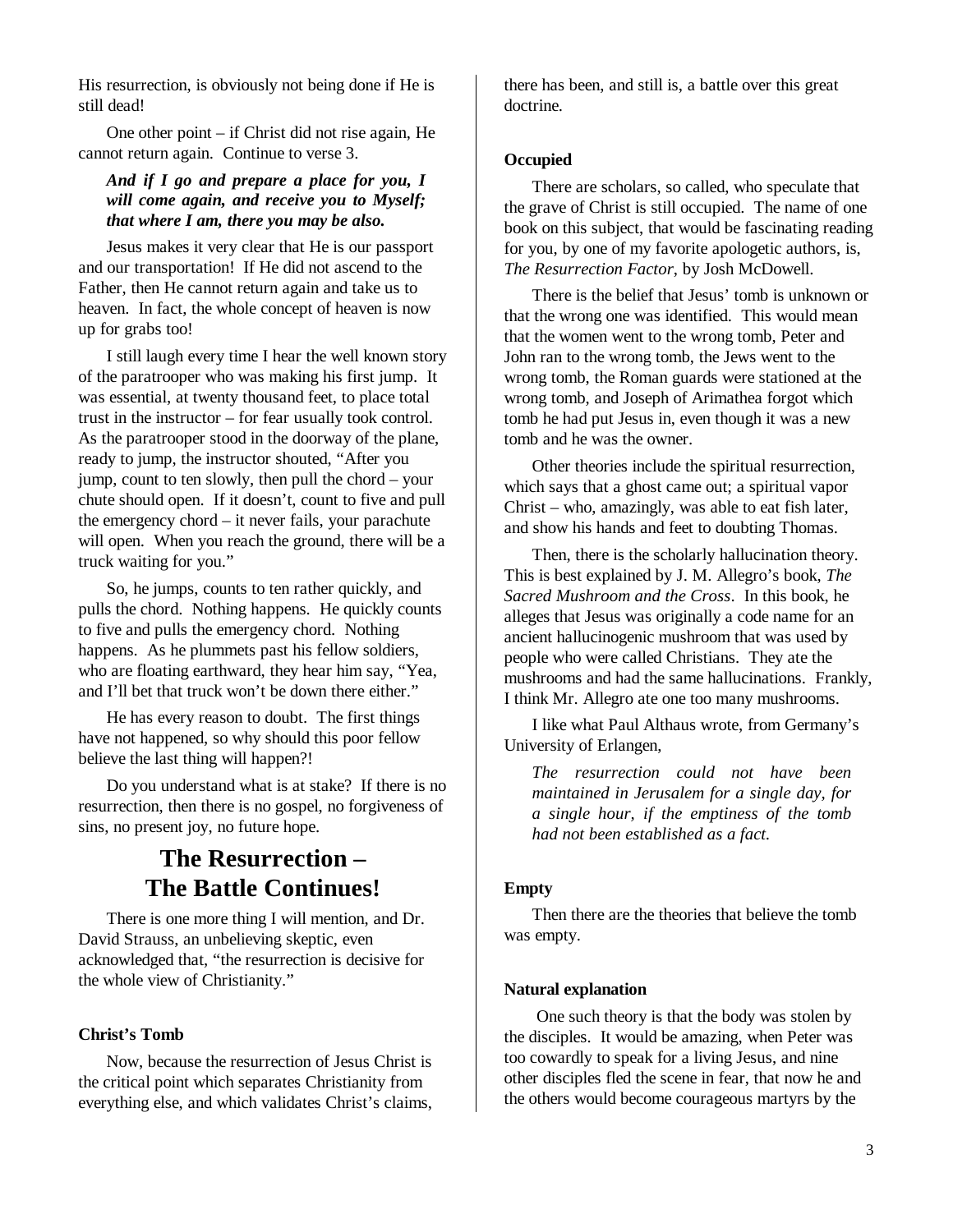His resurrection, is obviously not being done if He is still dead!

One other point – if Christ did not rise again, He cannot return again. Continue to verse 3.

***And if I go and prepare a place for you, I will come again, and receive you to Myself; that where I am, there you may be also.***

Jesus makes it very clear that He is our passport and our transportation! If He did not ascend to the Father, then He cannot return again and take us to heaven. In fact, the whole concept of heaven is now up for grabs too!

I still laugh every time I hear the well known story of the paratrooper who was making his first jump. It was essential, at twenty thousand feet, to place total trust in the instructor – for fear usually took control. As the paratrooper stood in the doorway of the plane, ready to jump, the instructor shouted, "After you jump, count to ten slowly, then pull the chord – your chute should open. If it doesn't, count to five and pull the emergency chord – it never fails, your parachute will open. When you reach the ground, there will be a truck waiting for you."

So, he jumps, counts to ten rather quickly, and pulls the chord. Nothing happens. He quickly counts to five and pulls the emergency chord. Nothing happens. As he plummets past his fellow soldiers, who are floating earthward, they hear him say, "Yea, and I'll bet that truck won't be down there either."

He has every reason to doubt. The first things have not happened, so why should this poor fellow believe the last thing will happen?!

Do you understand what is at stake? If there is no resurrection, then there is no gospel, no forgiveness of sins, no present joy, no future hope.

## The Resurrection – The Battle Continues!

There is one more thing I will mention, and Dr. David Strauss, an unbelieving skeptic, even acknowledged that, "the resurrection is decisive for the whole view of Christianity."

### Christ's Tomb

Now, because the resurrection of Jesus Christ is the critical point which separates Christianity from everything else, and which validates Christ's claims, there has been, and still is, a battle over this great doctrine.

### Occupied

There are scholars, so called, who speculate that the grave of Christ is still occupied. The name of one book on this subject, that would be fascinating reading for you, by one of my favorite apologetic authors, is, *The Resurrection Factor*, by Josh McDowell.

There is the belief that Jesus' tomb is unknown or that the wrong one was identified. This would mean that the women went to the wrong tomb, Peter and John ran to the wrong tomb, the Jews went to the wrong tomb, the Roman guards were stationed at the wrong tomb, and Joseph of Arimathea forgot which tomb he had put Jesus in, even though it was a new tomb and he was the owner.

Other theories include the spiritual resurrection, which says that a ghost came out; a spiritual vapor Christ – who, amazingly, was able to eat fish later, and show his hands and feet to doubting Thomas.

Then, there is the scholarly hallucination theory. This is best explained by J. M. Allegro's book, *The Sacred Mushroom and the Cross*. In this book, he alleges that Jesus was originally a code name for an ancient hallucinogenic mushroom that was used by people who were called Christians. They ate the mushrooms and had the same hallucinations. Frankly, I think Mr. Allegro ate one too many mushrooms.

I like what Paul Althaus wrote, from Germany's University of Erlangen,

*The resurrection could not have been maintained in Jerusalem for a single day, for a single hour, if the emptiness of the tomb had not been established as a fact.*

### Empty

Then there are the theories that believe the tomb was empty.

### Natural explanation

One such theory is that the body was stolen by the disciples. It would be amazing, when Peter was too cowardly to speak for a living Jesus, and nine other disciples fled the scene in fear, that now he and the others would become courageous martyrs by the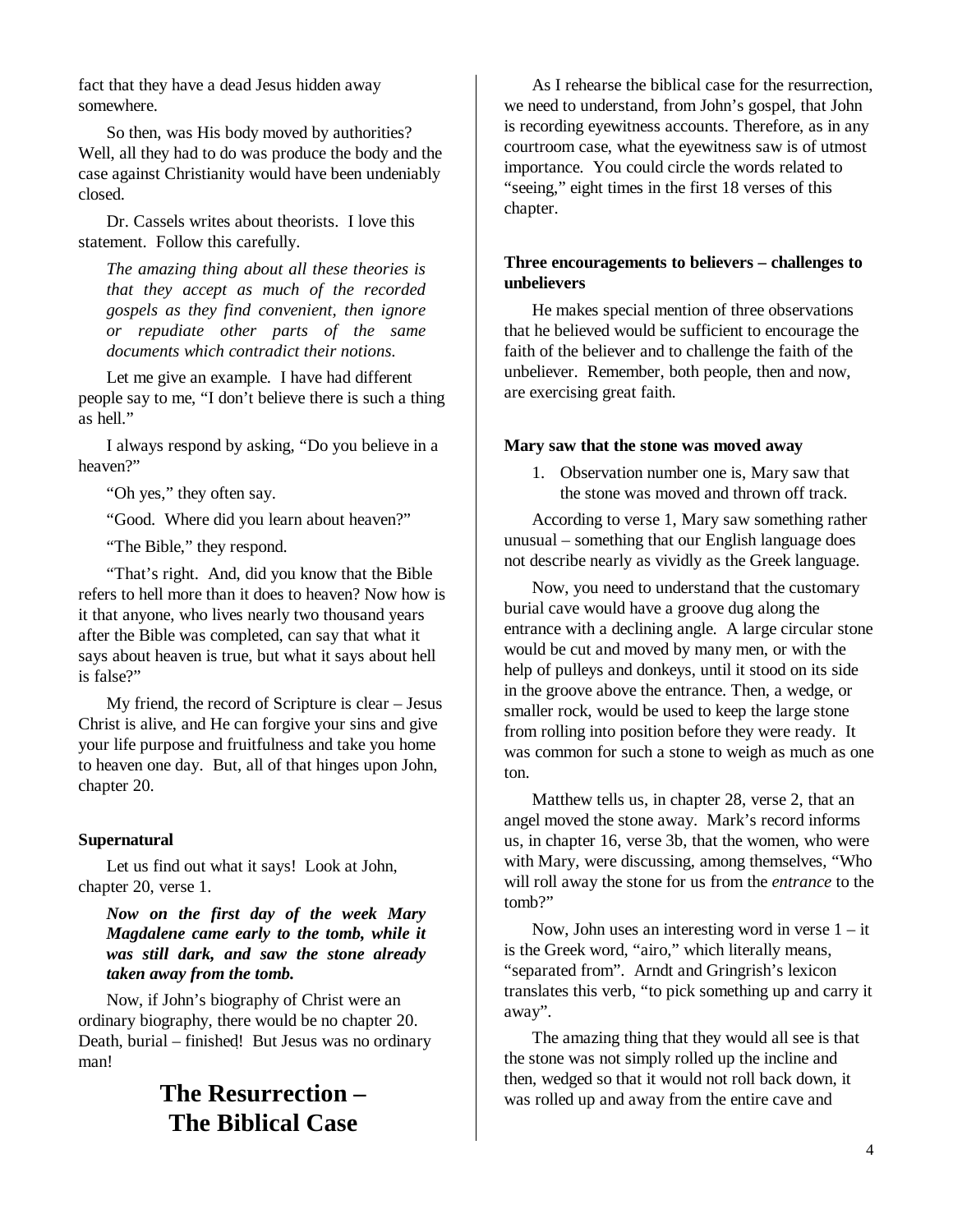fact that they have a dead Jesus hidden away somewhere.

So then, was His body moved by authorities? Well, all they had to do was produce the body and the case against Christianity would have been undeniably closed.

Dr. Cassels writes about theorists. I love this statement. Follow this carefully.

> *The amazing thing about all these theories is that they accept as much of the recorded gospels as they find convenient, then ignore or repudiate other parts of the same documents which contradict their notions.*

Let me give an example. I have had different people say to me, "I don't believe there is such a thing as hell."

I always respond by asking, "Do you believe in a heaven?"

"Oh yes," they often say.

"Good. Where did you learn about heaven?"

"The Bible," they respond.

"That's right. And, did you know that the Bible refers to hell more than it does to heaven? Now how is it that anyone, who lives nearly two thousand years after the Bible was completed, can say that what it says about heaven is true, but what it says about hell is false?"

My friend, the record of Scripture is clear – Jesus Christ is alive, and He can forgive your sins and give your life purpose and fruitfulness and take you home to heaven one day. But, all of that hinges upon John, chapter 20.

**Supernatural**

Let us find out what it says! Look at John, chapter 20, verse 1.

> ***Now on the first day of the week Mary Magdalene came early to the tomb, while it was still dark, and saw the stone already taken away from the tomb.***

Now, if John's biography of Christ were an ordinary biography, there would be no chapter 20. Death, burial – finished! But Jesus was no ordinary man!

# The Resurrection – The Biblical Case

As I rehearse the biblical case for the resurrection, we need to understand, from John's gospel, that John is recording eyewitness accounts. Therefore, as in any courtroom case, what the eyewitness saw is of utmost importance. You could circle the words related to "seeing," eight times in the first 18 verses of this chapter.

**Three encouragements to believers – challenges to unbelievers**

He makes special mention of three observations that he believed would be sufficient to encourage the faith of the believer and to challenge the faith of the unbeliever. Remember, both people, then and now, are exercising great faith.

**Mary saw that the stone was moved away**

1. Observation number one is, Mary saw that the stone was moved and thrown off track.

According to verse 1, Mary saw something rather unusual – something that our English language does not describe nearly as vividly as the Greek language.

Now, you need to understand that the customary burial cave would have a groove dug along the entrance with a declining angle. A large circular stone would be cut and moved by many men, or with the help of pulleys and donkeys, until it stood on its side in the groove above the entrance. Then, a wedge, or smaller rock, would be used to keep the large stone from rolling into position before they were ready. It was common for such a stone to weigh as much as one ton.

Matthew tells us, in chapter 28, verse 2, that an angel moved the stone away. Mark's record informs us, in chapter 16, verse 3b, that the women, who were with Mary, were discussing, among themselves, "Who will roll away the stone for us from the *entrance* to the tomb?"

Now, John uses an interesting word in verse 1 – it is the Greek word, "airo," which literally means, "separated from". Arndt and Gringrish's lexicon translates this verb, "to pick something up and carry it away".

The amazing thing that they would all see is that the stone was not simply rolled up the incline and then, wedged so that it would not roll back down, it was rolled up and away from the entire cave and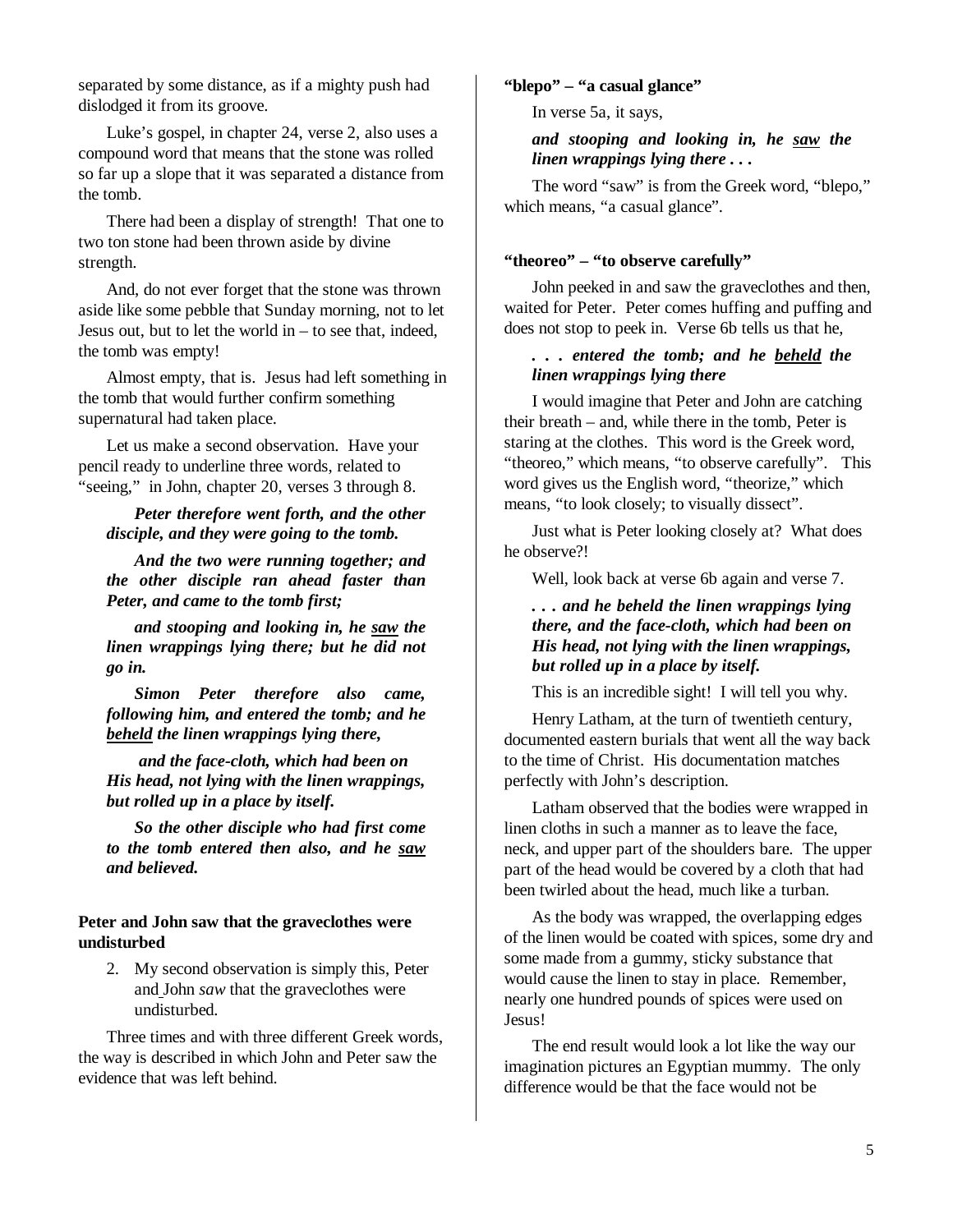separated by some distance, as if a mighty push had dislodged it from its groove.

Luke's gospel, in chapter 24, verse 2, also uses a compound word that means that the stone was rolled so far up a slope that it was separated a distance from the tomb.

There had been a display of strength! That one to two ton stone had been thrown aside by divine strength.

And, do not ever forget that the stone was thrown aside like some pebble that Sunday morning, not to let Jesus out, but to let the world in – to see that, indeed, the tomb was empty!

Almost empty, that is. Jesus had left something in the tomb that would further confirm something supernatural had taken place.

Let us make a second observation. Have your pencil ready to underline three words, related to "seeing," in John, chapter 20, verses 3 through 8.

> ***Peter therefore went forth, and the other disciple, and they were going to the tomb.***
>
> ***And the two were running together; and the other disciple ran ahead faster than Peter, and came to the tomb first;***
>
> ***and stooping and looking in, he <u>saw</u> the linen wrappings lying there; but he did not go in.***
>
> ***Simon Peter therefore also came, following him, and entered the tomb; and he <u>beheld</u> the linen wrappings lying there,***
>
> ***and the face-cloth, which had been on His head, not lying with the linen wrappings, but rolled up in a place by itself.***
>
> ***So the other disciple who had first come to the tomb entered then also, and he <u>saw</u> and believed.***

**Peter and John saw that the graveclothes were undisturbed**

2. My second observation is simply this, Peter and John *saw* that the graveclothes were undisturbed.

Three times and with three different Greek words, the way is described in which John and Peter saw the evidence that was left behind.

**"blepo" – "a casual glance"**

In verse 5a, it says,

> ***and stooping and looking in, he <u>saw</u> the linen wrappings lying there . . .***

The word "saw" is from the Greek word, "blepo," which means, "a casual glance".

**"theoreo" – "to observe carefully"**

John peeked in and saw the graveclothes and then, waited for Peter. Peter comes huffing and puffing and does not stop to peek in. Verse 6b tells us that he,

> ***. . . entered the tomb; and he <u>beheld</u> the linen wrappings lying there***

I would imagine that Peter and John are catching their breath – and, while there in the tomb, Peter is staring at the clothes. This word is the Greek word, "theoreo," which means, "to observe carefully". This word gives us the English word, "theorize," which means, "to look closely; to visually dissect".

Just what is Peter looking closely at? What does he observe?!

Well, look back at verse 6b again and verse 7.

> ***. . . and he beheld the linen wrappings lying there, and the face-cloth, which had been on His head, not lying with the linen wrappings, but rolled up in a place by itself.***

This is an incredible sight! I will tell you why.

Henry Latham, at the turn of twentieth century, documented eastern burials that went all the way back to the time of Christ. His documentation matches perfectly with John's description.

Latham observed that the bodies were wrapped in linen cloths in such a manner as to leave the face, neck, and upper part of the shoulders bare. The upper part of the head would be covered by a cloth that had been twirled about the head, much like a turban.

As the body was wrapped, the overlapping edges of the linen would be coated with spices, some dry and some made from a gummy, sticky substance that would cause the linen to stay in place. Remember, nearly one hundred pounds of spices were used on Jesus!

The end result would look a lot like the way our imagination pictures an Egyptian mummy. The only difference would be that the face would not be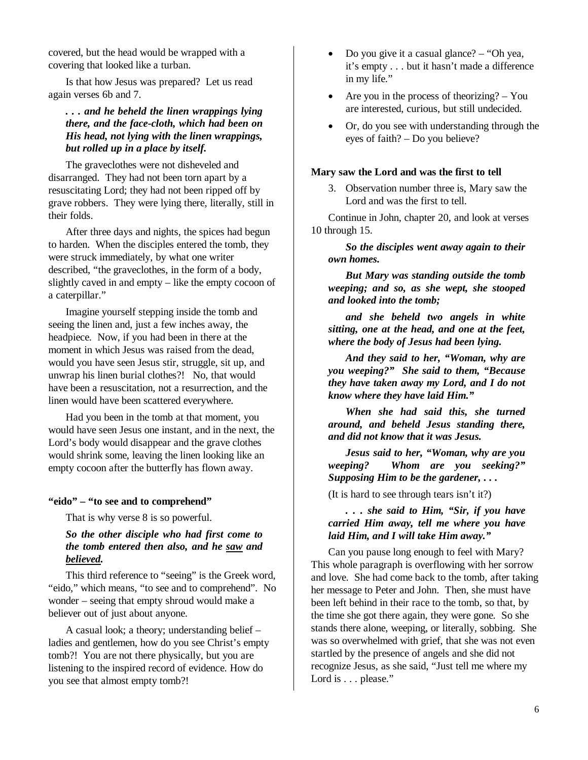covered, but the head would be wrapped with a covering that looked like a turban.

Is that how Jesus was prepared? Let us read again verses 6b and 7.

> ***. . . and he beheld the linen wrappings lying there, and the face-cloth, which had been on His head, not lying with the linen wrappings, but rolled up in a place by itself.***

The graveclothes were not disheveled and disarranged. They had not been torn apart by a resuscitating Lord; they had not been ripped off by grave robbers. They were lying there, literally, still in their folds.

After three days and nights, the spices had begun to harden. When the disciples entered the tomb, they were struck immediately, by what one writer described, "the graveclothes, in the form of a body, slightly caved in and empty – like the empty cocoon of a caterpillar."

Imagine yourself stepping inside the tomb and seeing the linen and, just a few inches away, the headpiece. Now, if you had been in there at the moment in which Jesus was raised from the dead, would you have seen Jesus stir, struggle, sit up, and unwrap his linen burial clothes?! No, that would have been a resuscitation, not a resurrection, and the linen would have been scattered everywhere.

Had you been in the tomb at that moment, you would have seen Jesus one instant, and in the next, the Lord's body would disappear and the grave clothes would shrink some, leaving the linen looking like an empty cocoon after the butterfly has flown away.

**"eido" – "to see and to comprehend"**

That is why verse 8 is so powerful.

> ***So the other disciple who had first come to the tomb entered then also, and he <u>saw</u> and <u>believed</u>.***

This third reference to "seeing" is the Greek word, "eido," which means, "to see and to comprehend". No wonder – seeing that empty shroud would make a believer out of just about anyone.

A casual look; a theory; understanding belief – ladies and gentlemen, how do you see Christ's empty tomb?! You are not there physically, but you are listening to the inspired record of evidence. How do you see that almost empty tomb?!

- Do you give it a casual glance? – "Oh yea, it's empty . . . but it hasn't made a difference in my life."
- Are you in the process of theorizing? – You are interested, curious, but still undecided.
- Or, do you see with understanding through the eyes of faith? – Do you believe?

**Mary saw the Lord and was the first to tell**

3. Observation number three is, Mary saw the Lord and was the first to tell.

Continue in John, chapter 20, and look at verses 10 through 15.

> ***So the disciples went away again to their own homes.***
>
> ***But Mary was standing outside the tomb weeping; and so, as she wept, she stooped and looked into the tomb;***
>
> ***and she beheld two angels in white sitting, one at the head, and one at the feet, where the body of Jesus had been lying.***
>
> ***And they said to her, "Woman, why are you weeping?" She said to them, "Because they have taken away my Lord, and I do not know where they have laid Him."***
>
> ***When she had said this, she turned around, and beheld Jesus standing there, and did not know that it was Jesus.***
>
> ***Jesus said to her, "Woman, why are you weeping? Whom are you seeking?" Supposing Him to be the gardener, . . .***

(It is hard to see through tears isn't it?)

> ***. . . she said to Him, "Sir, if you have carried Him away, tell me where you have laid Him, and I will take Him away."***

Can you pause long enough to feel with Mary? This whole paragraph is overflowing with her sorrow and love. She had come back to the tomb, after taking her message to Peter and John. Then, she must have been left behind in their race to the tomb, so that, by the time she got there again, they were gone. So she stands there alone, weeping, or literally, sobbing. She was so overwhelmed with grief, that she was not even startled by the presence of angels and she did not recognize Jesus, as she said, "Just tell me where my Lord is . . . please."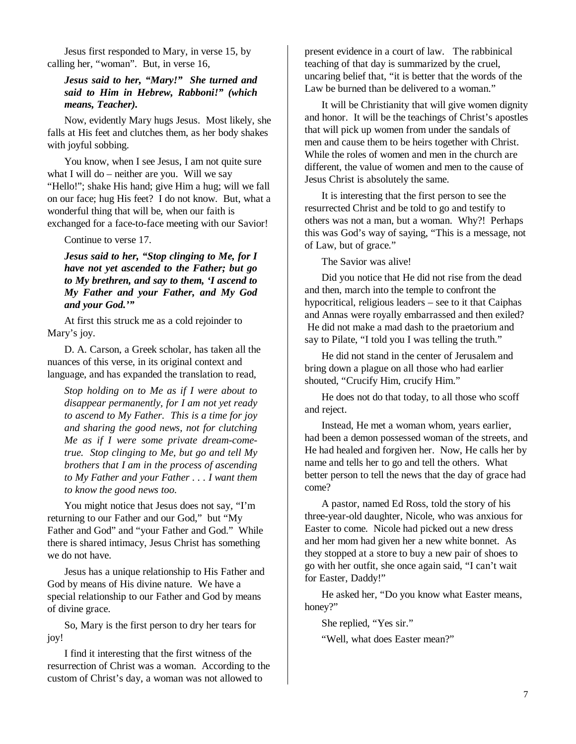Jesus first responded to Mary, in verse 15, by calling her, "woman". But, in verse 16,

> ***Jesus said to her, "Mary!" She turned and said to Him in Hebrew, Rabboni!" (which means, Teacher).***

Now, evidently Mary hugs Jesus. Most likely, she falls at His feet and clutches them, as her body shakes with joyful sobbing.

You know, when I see Jesus, I am not quite sure what I will do – neither are you. Will we say "Hello!"; shake His hand; give Him a hug; will we fall on our face; hug His feet? I do not know. But, what a wonderful thing that will be, when our faith is exchanged for a face-to-face meeting with our Savior!

Continue to verse 17.

> ***Jesus said to her, "Stop clinging to Me, for I have not yet ascended to the Father; but go to My brethren, and say to them, 'I ascend to My Father and your Father, and My God and your God.'"***

At first this struck me as a cold rejoinder to Mary's joy.

D. A. Carson, a Greek scholar, has taken all the nuances of this verse, in its original context and language, and has expanded the translation to read,

> *Stop holding on to Me as if I were about to disappear permanently, for I am not yet ready to ascend to My Father. This is a time for joy and sharing the good news, not for clutching Me as if I were some private dream-come-true. Stop clinging to Me, but go and tell My brothers that I am in the process of ascending to My Father and your Father . . . I want them to know the good news too.*

You might notice that Jesus does not say, "I'm returning to our Father and our God," but "My Father and God" and "your Father and God." While there is shared intimacy, Jesus Christ has something we do not have.

Jesus has a unique relationship to His Father and God by means of His divine nature. We have a special relationship to our Father and God by means of divine grace.

So, Mary is the first person to dry her tears for joy!

I find it interesting that the first witness of the resurrection of Christ was a woman. According to the custom of Christ's day, a woman was not allowed to present evidence in a court of law. The rabbinical teaching of that day is summarized by the cruel, uncaring belief that, "it is better that the words of the Law be burned than be delivered to a woman."

It will be Christianity that will give women dignity and honor. It will be the teachings of Christ's apostles that will pick up women from under the sandals of men and cause them to be heirs together with Christ. While the roles of women and men in the church are different, the value of women and men to the cause of Jesus Christ is absolutely the same.

It is interesting that the first person to see the resurrected Christ and be told to go and testify to others was not a man, but a woman. Why?! Perhaps this was God's way of saying, "This is a message, not of Law, but of grace."

The Savior was alive!

Did you notice that He did not rise from the dead and then, march into the temple to confront the hypocritical, religious leaders – see to it that Caiphas and Annas were royally embarrassed and then exiled? He did not make a mad dash to the praetorium and say to Pilate, "I told you I was telling the truth."

He did not stand in the center of Jerusalem and bring down a plague on all those who had earlier shouted, "Crucify Him, crucify Him."

He does not do that today, to all those who scoff and reject.

Instead, He met a woman whom, years earlier, had been a demon possessed woman of the streets, and He had healed and forgiven her. Now, He calls her by name and tells her to go and tell the others. What better person to tell the news that the day of grace had come?

A pastor, named Ed Ross, told the story of his three-year-old daughter, Nicole, who was anxious for Easter to come. Nicole had picked out a new dress and her mom had given her a new white bonnet. As they stopped at a store to buy a new pair of shoes to go with her outfit, she once again said, "I can't wait for Easter, Daddy!"

He asked her, "Do you know what Easter means, honey?"

She replied, "Yes sir."

"Well, what does Easter mean?"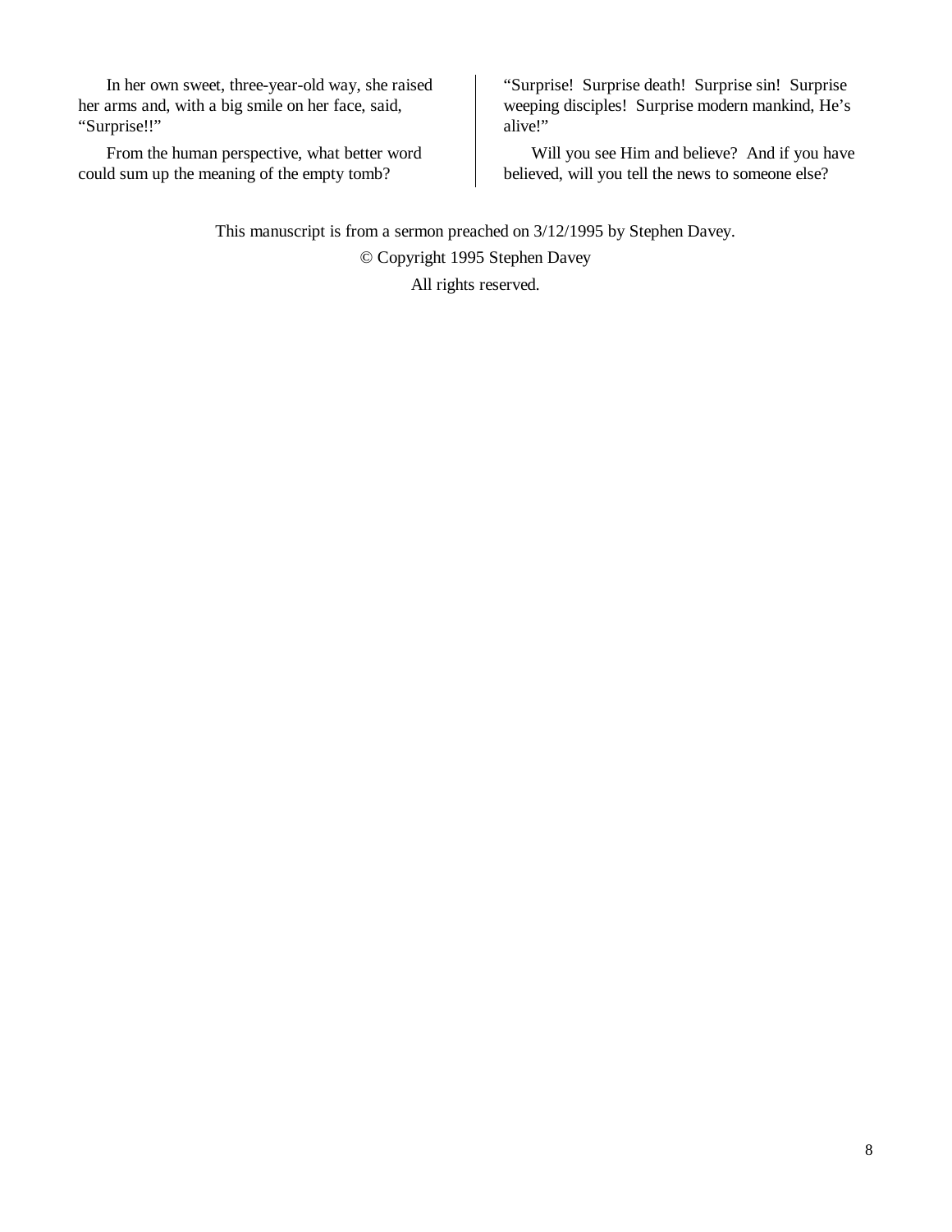In her own sweet, three-year-old way, she raised her arms and, with a big smile on her face, said, "Surprise!!"

From the human perspective, what better word could sum up the meaning of the empty tomb? "Surprise! Surprise death! Surprise sin! Surprise weeping disciples! Surprise modern mankind, He's alive!"

Will you see Him and believe? And if you have believed, will you tell the news to someone else?

This manuscript is from a sermon preached on 3/12/1995 by Stephen Davey.

© Copyright 1995 Stephen Davey

All rights reserved.